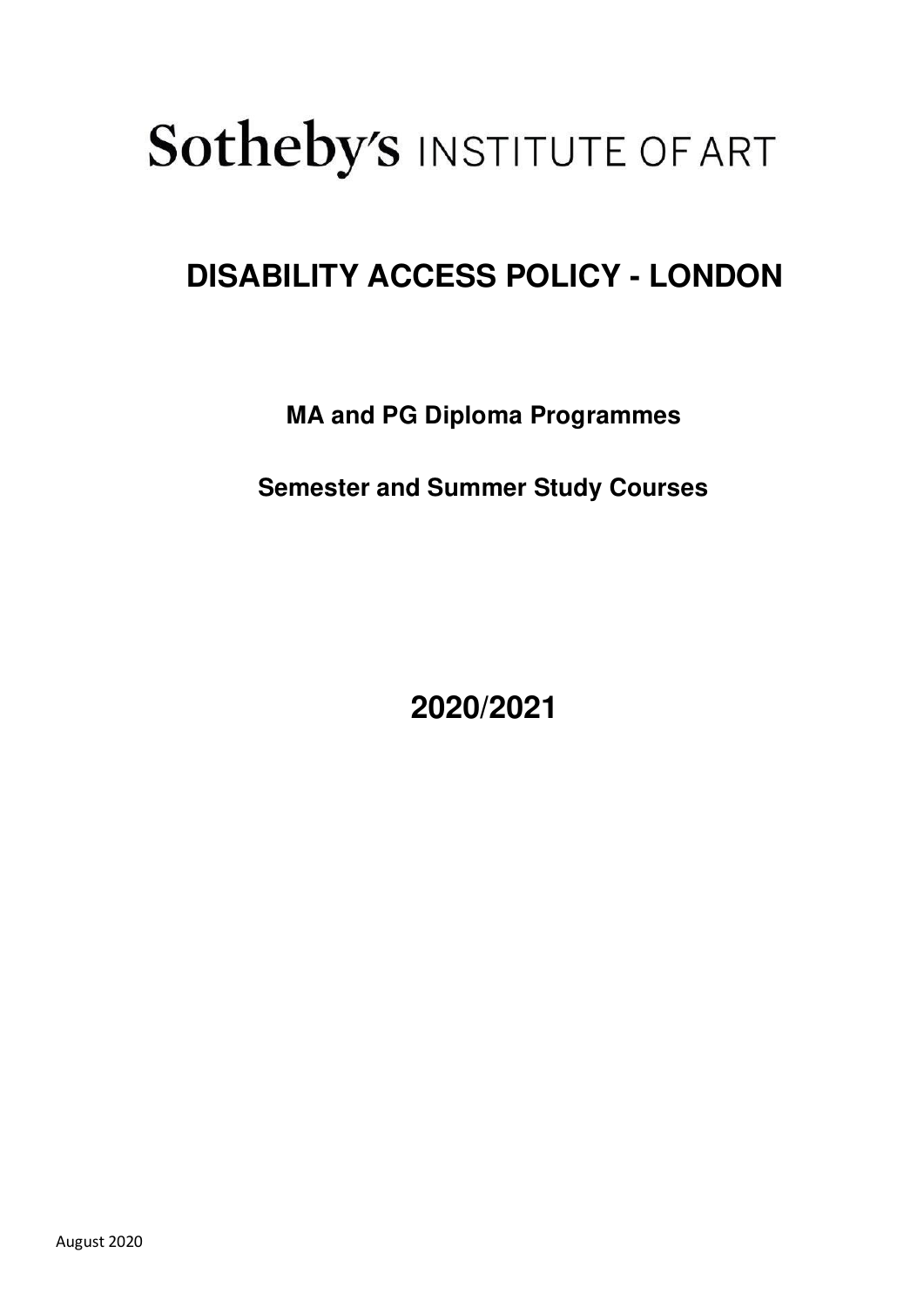# Sotheby's INSTITUTE OF ART

# DISABILITY ACCESS POLICY - LONDON

**MA and PG Diploma Programmes**

**Semester and Summer Study Courses**

**2020/2021**

August 2020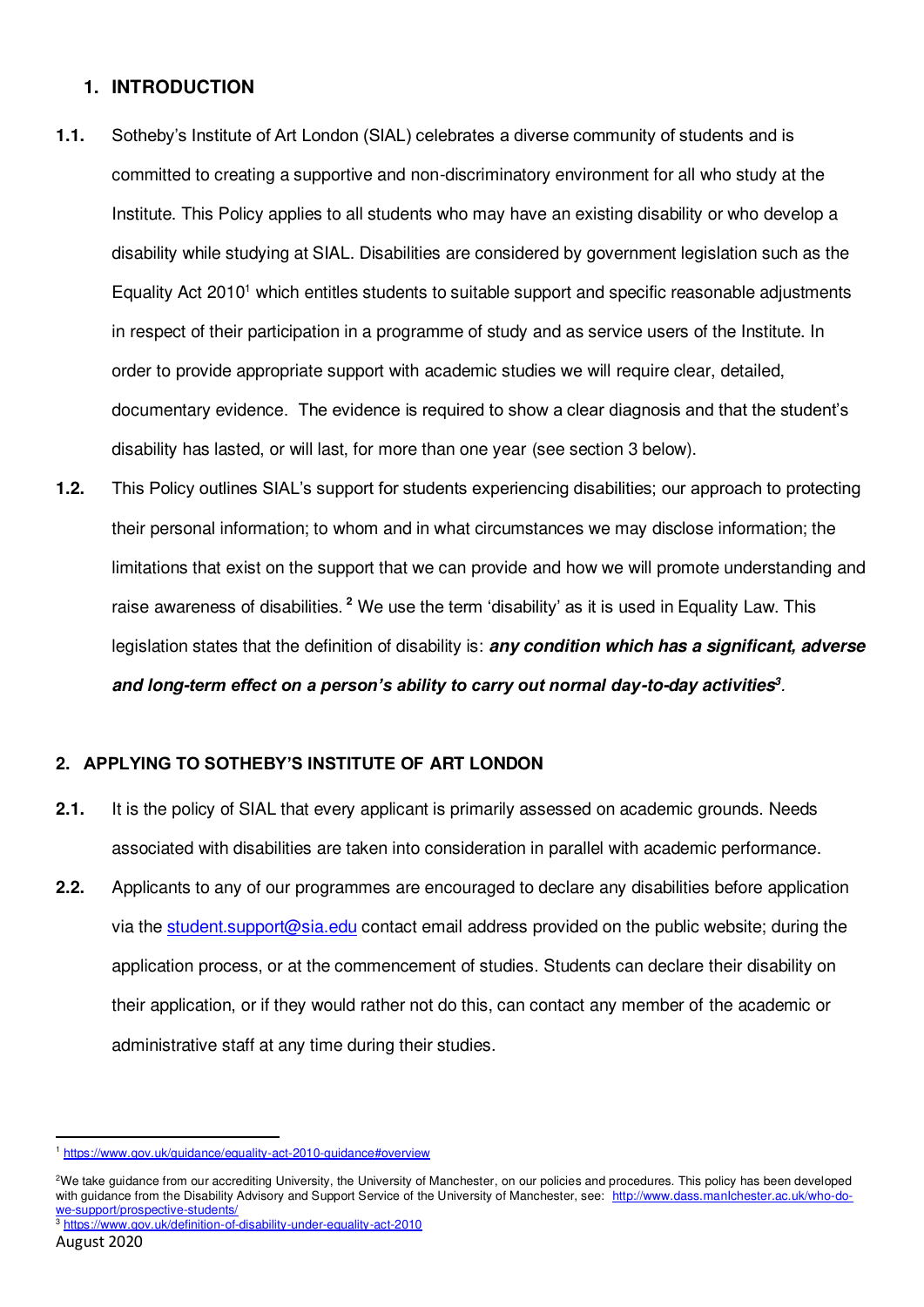## 1. INTRODUCTION

**1.1.** Sotheby's Institute of Art London (SIAL) celebrates a diverse community of students and is committed to creating a supportive and non-discriminatory environment for all who study at the Institute. This Policy applies to all students who may have an existing disability or who develop a disability while studying at SIAL. Disabilities are considered by government legislation such as the Equality Act 2010[1] which entitles students to suitable support and specific reasonable adjustments in respect of their participation in a programme of study and as service users of the Institute. In order to provide appropriate support with academic studies we will require clear, detailed, documentary evidence. The evidence is required to show a clear diagnosis and that the student's disability has lasted, or will last, for more than one year (see section 3 below).

**1.2.** This Policy outlines SIAL's support for students experiencing disabilities; our approach to protecting their personal information; to whom and in what circumstances we may disclose information; the limitations that exist on the support that we can provide and how we will promote understanding and raise awareness of disabilities. [2] We use the term 'disability' as it is used in Equality Law. This legislation states that the definition of disability is: ***any condition which has a significant, adverse and long-term effect on a person's ability to carry out normal day-to-day activities[3].***

## 2. APPLYING TO SOTHEBY'S INSTITUTE OF ART LONDON

**2.1.** It is the policy of SIAL that every applicant is primarily assessed on academic grounds. Needs associated with disabilities are taken into consideration in parallel with academic performance.

**2.2.** Applicants to any of our programmes are encouraged to declare any disabilities before application via the student.support@sia.edu contact email address provided on the public website; during the application process, or at the commencement of studies. Students can declare their disability on their application, or if they would rather not do this, can contact any member of the academic or administrative staff at any time during their studies.

---

[1] https://www.gov.uk/guidance/equality-act-2010-guidance#overview

[2] We take guidance from our accrediting University, the University of Manchester, on our policies and procedures. This policy has been developed with guidance from the Disability Advisory and Support Service of the University of Manchester, see: http://www.dass.manlchester.ac.uk/who-do-we-support/prospective-students/

[3] https://www.gov.uk/definition-of-disability-under-equality-act-2010

August 2020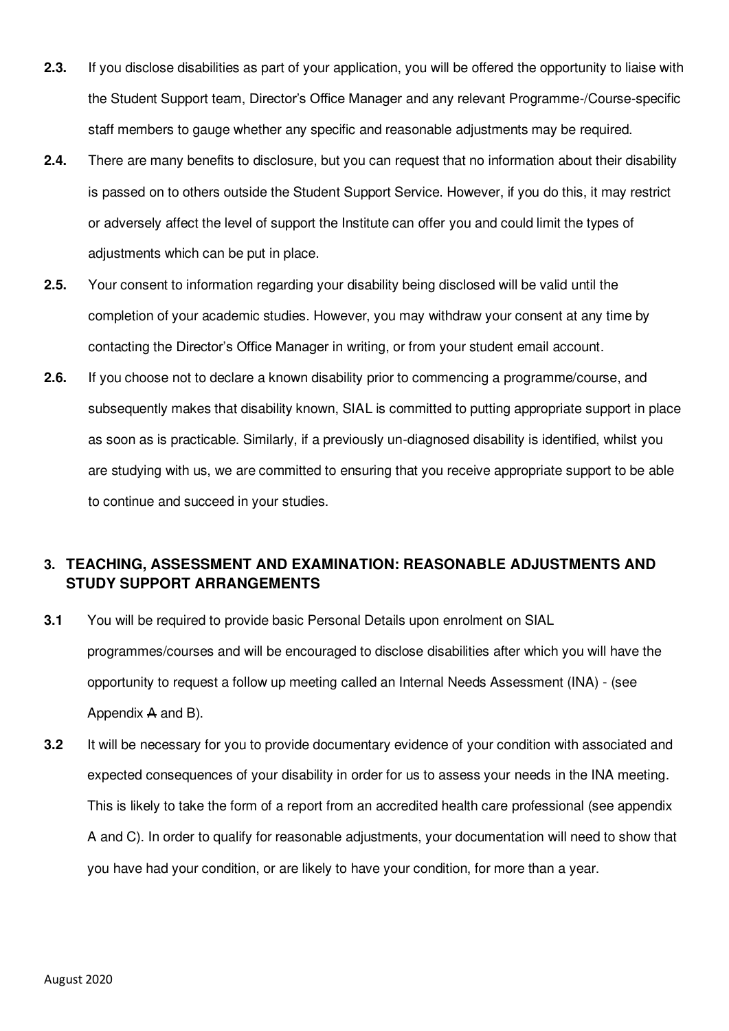**2.3.** If you disclose disabilities as part of your application, you will be offered the opportunity to liaise with the Student Support team, Director's Office Manager and any relevant Programme-/Course-specific staff members to gauge whether any specific and reasonable adjustments may be required.

**2.4.** There are many benefits to disclosure, but you can request that no information about their disability is passed on to others outside the Student Support Service. However, if you do this, it may restrict or adversely affect the level of support the Institute can offer you and could limit the types of adjustments which can be put in place.

**2.5.** Your consent to information regarding your disability being disclosed will be valid until the completion of your academic studies. However, you may withdraw your consent at any time by contacting the Director's Office Manager in writing, or from your student email account.

**2.6.** If you choose not to declare a known disability prior to commencing a programme/course, and subsequently makes that disability known, SIAL is committed to putting appropriate support in place as soon as is practicable. Similarly, if a previously un-diagnosed disability is identified, whilst you are studying with us, we are committed to ensuring that you receive appropriate support to be able to continue and succeed in your studies.

## 3. TEACHING, ASSESSMENT AND EXAMINATION: REASONABLE ADJUSTMENTS AND STUDY SUPPORT ARRANGEMENTS

**3.1** You will be required to provide basic Personal Details upon enrolment on SIAL programmes/courses and will be encouraged to disclose disabilities after which you will have the opportunity to request a follow up meeting called an Internal Needs Assessment (INA) - (see Appendix ~~A~~ and B).

**3.2** It will be necessary for you to provide documentary evidence of your condition with associated and expected consequences of your disability in order for us to assess your needs in the INA meeting. This is likely to take the form of a report from an accredited health care professional (see appendix A and C). In order to qualify for reasonable adjustments, your documentation will need to show that you have had your condition, or are likely to have your condition, for more than a year.

August 2020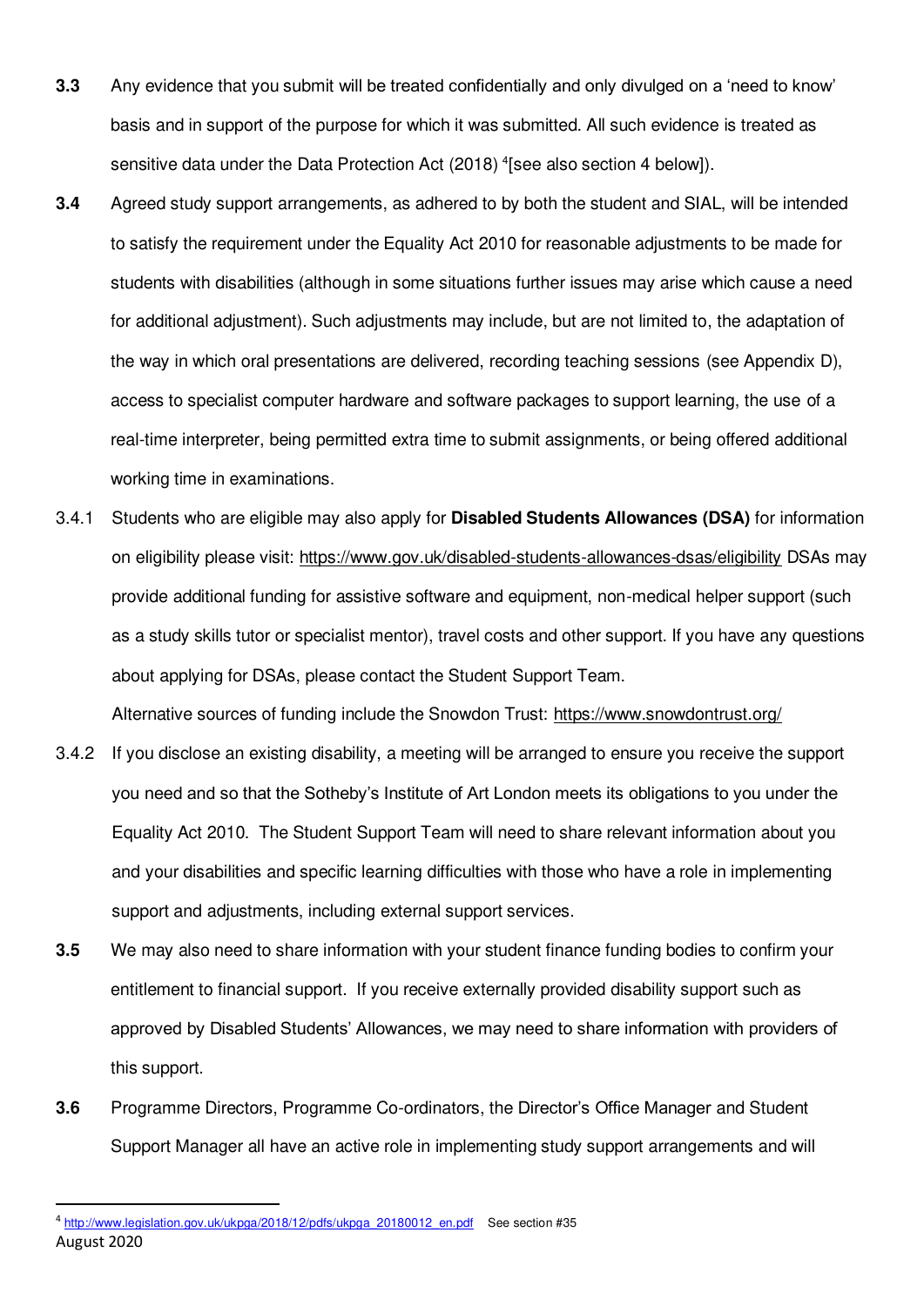**3.3** Any evidence that you submit will be treated confidentially and only divulged on a 'need to know' basis and in support of the purpose for which it was submitted. All such evidence is treated as sensitive data under the Data Protection Act (2018) [4][see also section 4 below]).

**3.4** Agreed study support arrangements, as adhered to by both the student and SIAL, will be intended to satisfy the requirement under the Equality Act 2010 for reasonable adjustments to be made for students with disabilities (although in some situations further issues may arise which cause a need for additional adjustment). Such adjustments may include, but are not limited to, the adaptation of the way in which oral presentations are delivered, recording teaching sessions (see Appendix D), access to specialist computer hardware and software packages to support learning, the use of a real-time interpreter, being permitted extra time to submit assignments, or being offered additional working time in examinations.

3.4.1 Students who are eligible may also apply for **Disabled Students Allowances (DSA)** for information on eligibility please visit: https://www.gov.uk/disabled-students-allowances-dsas/eligibility DSAs may provide additional funding for assistive software and equipment, non-medical helper support (such as a study skills tutor or specialist mentor), travel costs and other support. If you have any questions about applying for DSAs, please contact the Student Support Team.
Alternative sources of funding include the Snowdon Trust: https://www.snowdontrust.org/

3.4.2 If you disclose an existing disability, a meeting will be arranged to ensure you receive the support you need and so that the Sotheby's Institute of Art London meets its obligations to you under the Equality Act 2010. The Student Support Team will need to share relevant information about you and your disabilities and specific learning difficulties with those who have a role in implementing support and adjustments, including external support services.

**3.5** We may also need to share information with your student finance funding bodies to confirm your entitlement to financial support. If you receive externally provided disability support such as approved by Disabled Students' Allowances, we may need to share information with providers of this support.

**3.6** Programme Directors, Programme Co-ordinators, the Director's Office Manager and Student Support Manager all have an active role in implementing study support arrangements and will

[4] http://www.legislation.gov.uk/ukpga/2018/12/pdfs/ukpga_20180012_en.pdf See section #35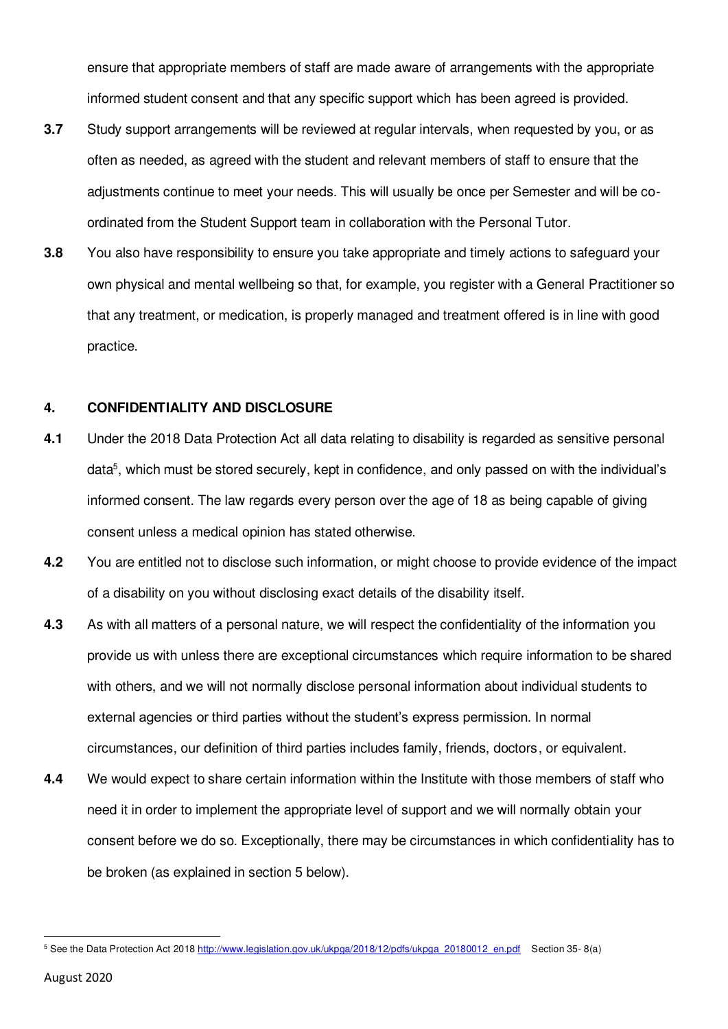ensure that appropriate members of staff are made aware of arrangements with the appropriate informed student consent and that any specific support which has been agreed is provided.

**3.7** Study support arrangements will be reviewed at regular intervals, when requested by you, or as often as needed, as agreed with the student and relevant members of staff to ensure that the adjustments continue to meet your needs. This will usually be once per Semester and will be co-ordinated from the Student Support team in collaboration with the Personal Tutor.

**3.8** You also have responsibility to ensure you take appropriate and timely actions to safeguard your own physical and mental wellbeing so that, for example, you register with a General Practitioner so that any treatment, or medication, is properly managed and treatment offered is in line with good practice.

## 4. CONFIDENTIALITY AND DISCLOSURE

**4.1** Under the 2018 Data Protection Act all data relating to disability is regarded as sensitive personal data[5], which must be stored securely, kept in confidence, and only passed on with the individual's informed consent. The law regards every person over the age of 18 as being capable of giving consent unless a medical opinion has stated otherwise.

**4.2** You are entitled not to disclose such information, or might choose to provide evidence of the impact of a disability on you without disclosing exact details of the disability itself.

**4.3** As with all matters of a personal nature, we will respect the confidentiality of the information you provide us with unless there are exceptional circumstances which require information to be shared with others, and we will not normally disclose personal information about individual students to external agencies or third parties without the student's express permission. In normal circumstances, our definition of third parties includes family, friends, doctors, or equivalent.

**4.4** We would expect to share certain information within the Institute with those members of staff who need it in order to implement the appropriate level of support and we will normally obtain your consent before we do so. Exceptionally, there may be circumstances in which confidentiality has to be broken (as explained in section 5 below).

---

[5] See the Data Protection Act 2018 http://www.legislation.gov.uk/ukpga/2018/12/pdfs/ukpga_20180012_en.pdf Section 35- 8(a)

August 2020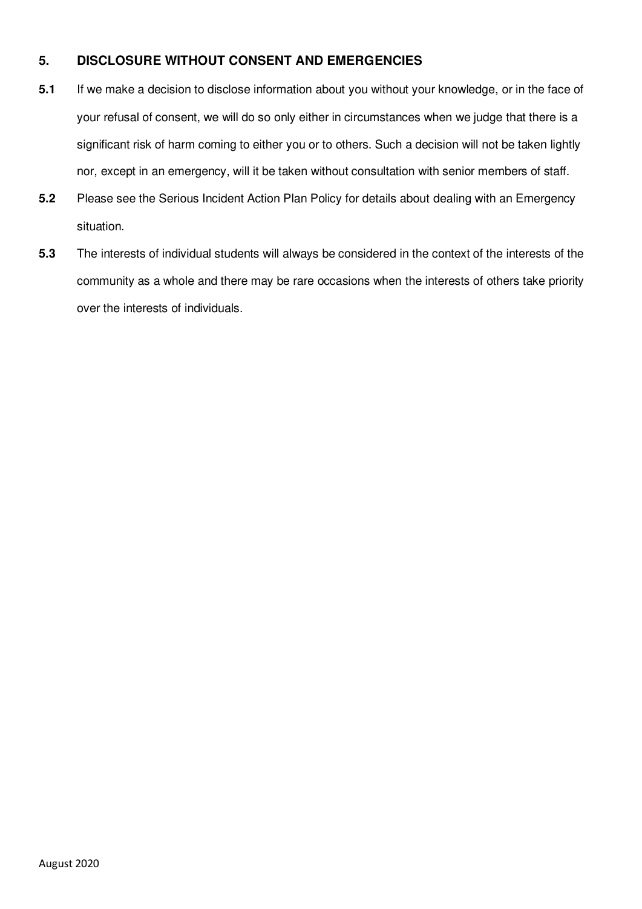## 5. DISCLOSURE WITHOUT CONSENT AND EMERGENCIES

**5.1** If we make a decision to disclose information about you without your knowledge, or in the face of your refusal of consent, we will do so only either in circumstances when we judge that there is a significant risk of harm coming to either you or to others. Such a decision will not be taken lightly nor, except in an emergency, will it be taken without consultation with senior members of staff.

**5.2** Please see the Serious Incident Action Plan Policy for details about dealing with an Emergency situation.

**5.3** The interests of individual students will always be considered in the context of the interests of the community as a whole and there may be rare occasions when the interests of others take priority over the interests of individuals.

August 2020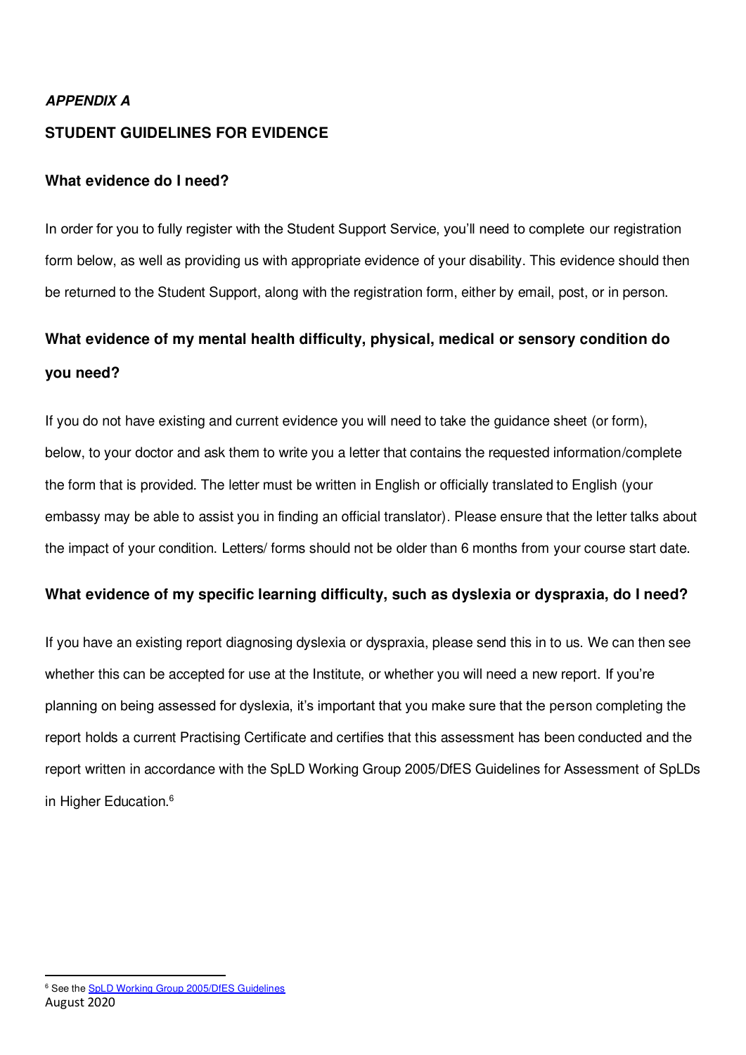***APPENDIX A***

## STUDENT GUIDELINES FOR EVIDENCE

### What evidence do I need?

In order for you to fully register with the Student Support Service, you'll need to complete our registration form below, as well as providing us with appropriate evidence of your disability. This evidence should then be returned to the Student Support, along with the registration form, either by email, post, or in person.

### What evidence of my mental health difficulty, physical, medical or sensory condition do you need?

If you do not have existing and current evidence you will need to take the guidance sheet (or form), below, to your doctor and ask them to write you a letter that contains the requested information/complete the form that is provided. The letter must be written in English or officially translated to English (your embassy may be able to assist you in finding an official translator). Please ensure that the letter talks about the impact of your condition. Letters/ forms should not be older than 6 months from your course start date.

### What evidence of my specific learning difficulty, such as dyslexia or dyspraxia, do I need?

If you have an existing report diagnosing dyslexia or dyspraxia, please send this in to us. We can then see whether this can be accepted for use at the Institute, or whether you will need a new report. If you're planning on being assessed for dyslexia, it's important that you make sure that the person completing the report holds a current Practising Certificate and certifies that this assessment has been conducted and the report written in accordance with the SpLD Working Group 2005/DfES Guidelines for Assessment of SpLDs in Higher Education.[6]

---

[6] See the SpLD Working Group 2005/DfES Guidelines

August 2020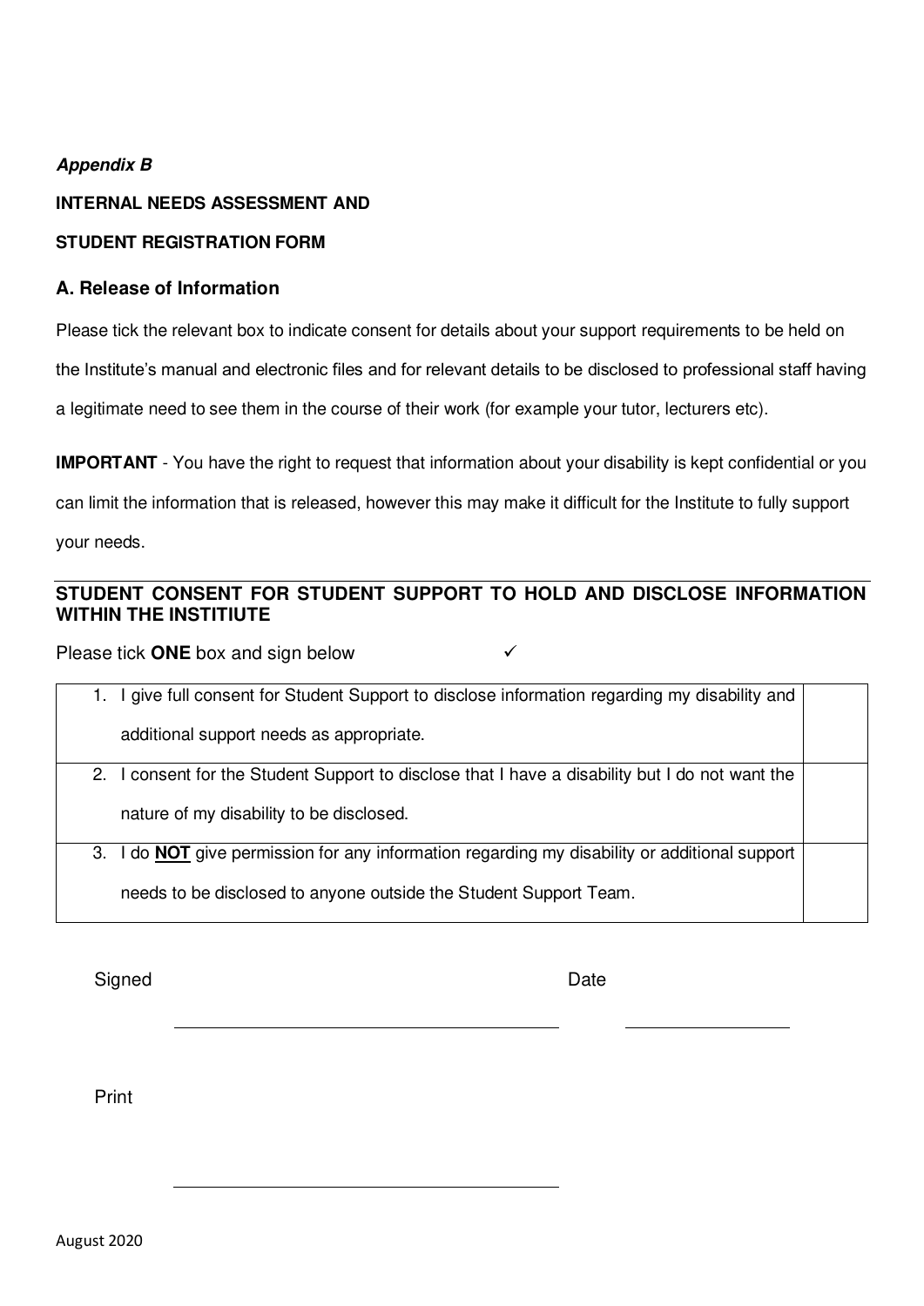***Appendix B***

**INTERNAL NEEDS ASSESSMENT AND**

**STUDENT REGISTRATION FORM**

## A. Release of Information

Please tick the relevant box to indicate consent for details about your support requirements to be held on the Institute's manual and electronic files and for relevant details to be disclosed to professional staff having a legitimate need to see them in the course of their work (for example your tutor, lecturers etc).

**IMPORTANT** - You have the right to request that information about your disability is kept confidential or you can limit the information that is released, however this may make it difficult for the Institute to fully support your needs.

**STUDENT CONSENT FOR STUDENT SUPPORT TO HOLD AND DISCLOSE INFORMATION WITHIN THE INSTITIUTE**

Please tick **ONE** box and sign below ✓

| | |
|---|---|
| 1. I give full consent for Student Support to disclose information regarding my disability and additional support needs as appropriate. | |
| 2. I consent for the Student Support to disclose that I have a disability but I do not want the nature of my disability to be disclosed. | |
| 3. I do **<u>NOT</u>** give permission for any information regarding my disability or additional support needs to be disclosed to anyone outside the Student Support Team. | |

Signed ______________________________ Date ______________

Print ______________________________

August 2020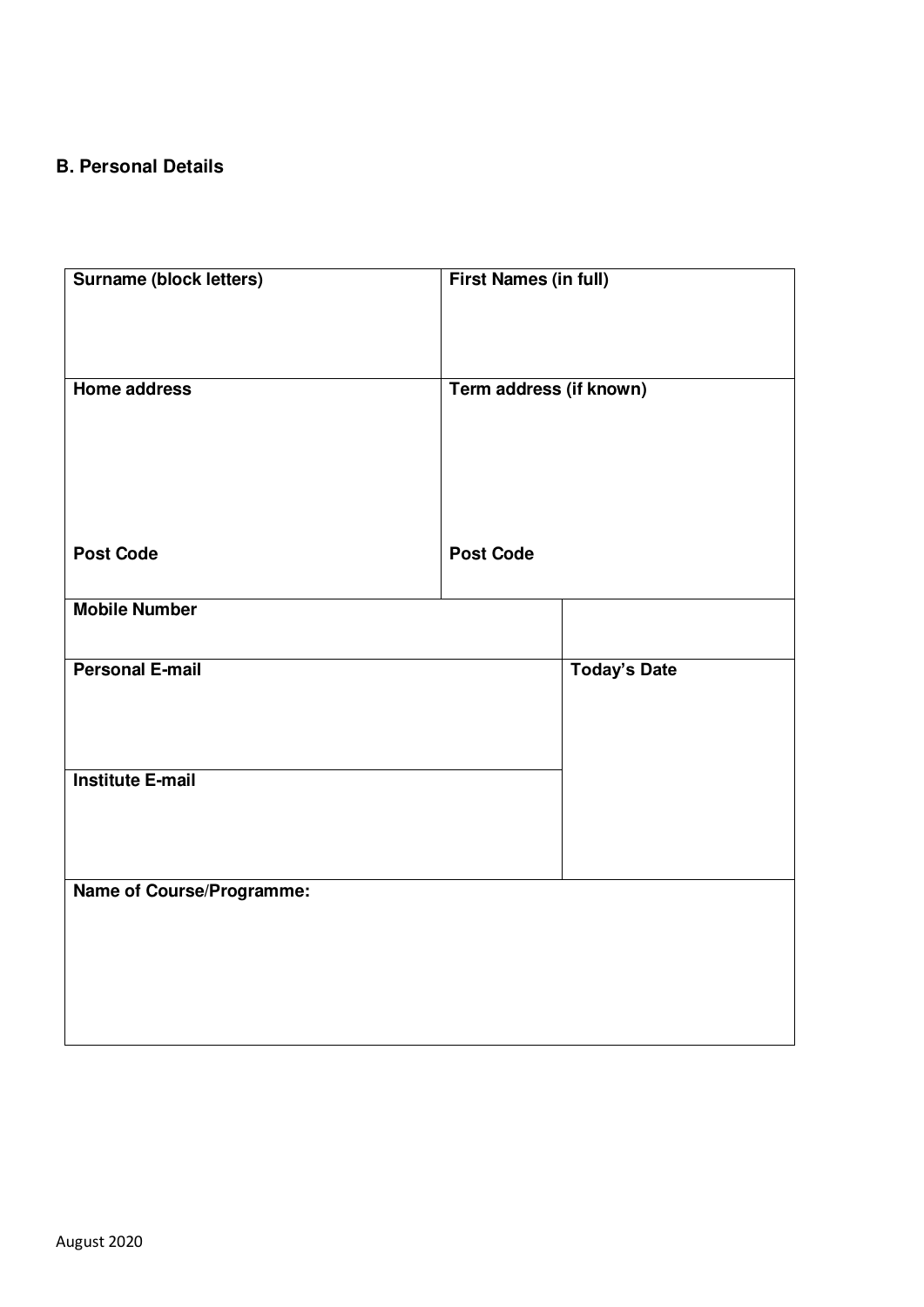## B. Personal Details

| | | |
|---|---|---|
| **Surname (block letters)** | **First Names (in full)** | |
| **Home address**<br><br>**Post Code** | **Term address (if known)**<br><br>**Post Code** | |
| **Mobile Number** | | |
| **Personal E-mail** | | **Today's Date** |
| **Institute E-mail** | | |
| **Name of Course/Programme:** | | |

August 2020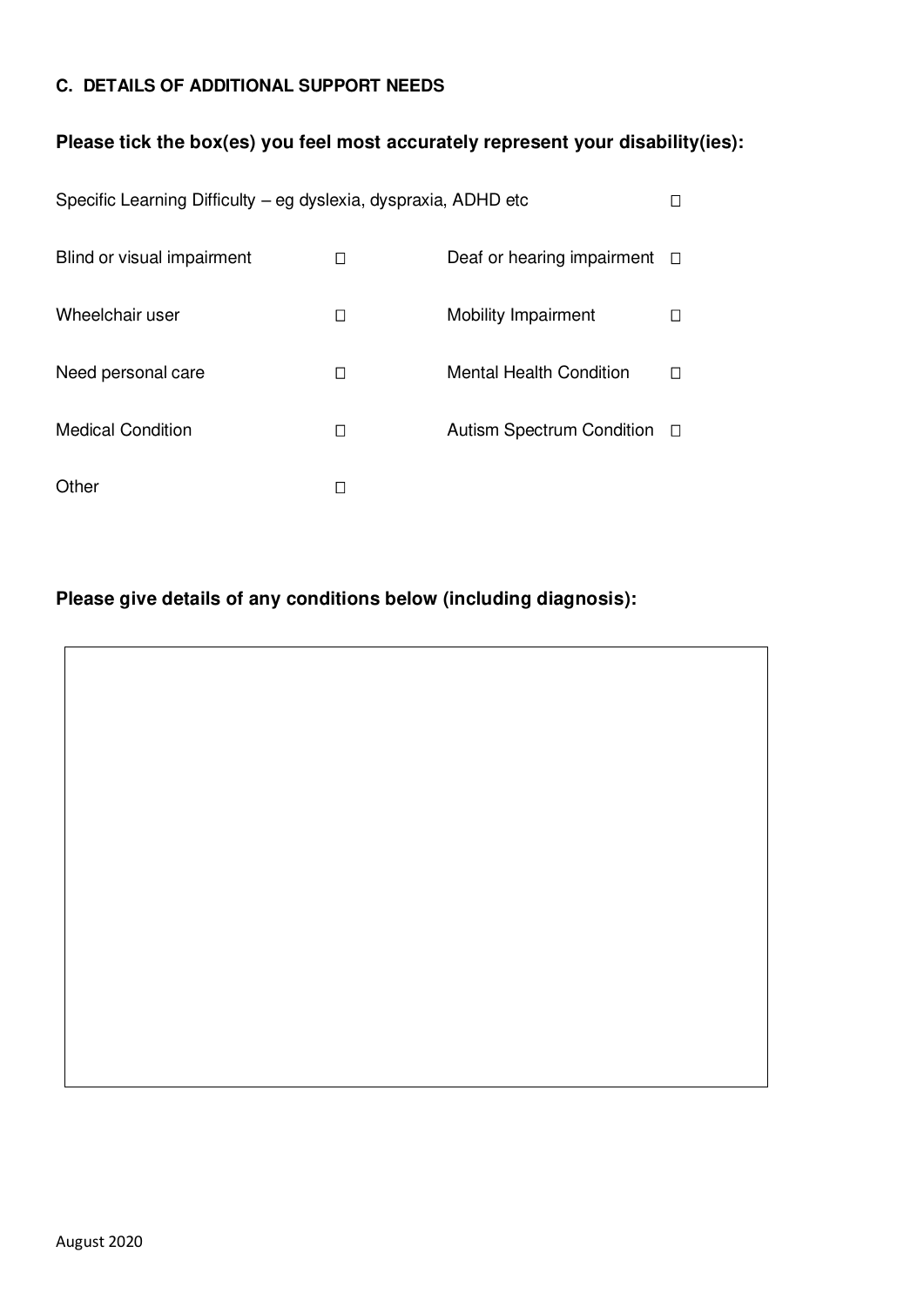### C. DETAILS OF ADDITIONAL SUPPORT NEEDS

**Please tick the box(es) you feel most accurately represent your disability(ies):**

Specific Learning Difficulty – eg dyslexia, dyspraxia, ADHD etc ☐

| | | | |
|---|---|---|---|
| Blind or visual impairment | ☐ | Deaf or hearing impairment | ☐ |
| Wheelchair user | ☐ | Mobility Impairment | ☐ |
| Need personal care | ☐ | Mental Health Condition | ☐ |
| Medical Condition | ☐ | Autism Spectrum Condition | ☐ |
| Other | ☐ | | |

**Please give details of any conditions below (including diagnosis):**

August 2020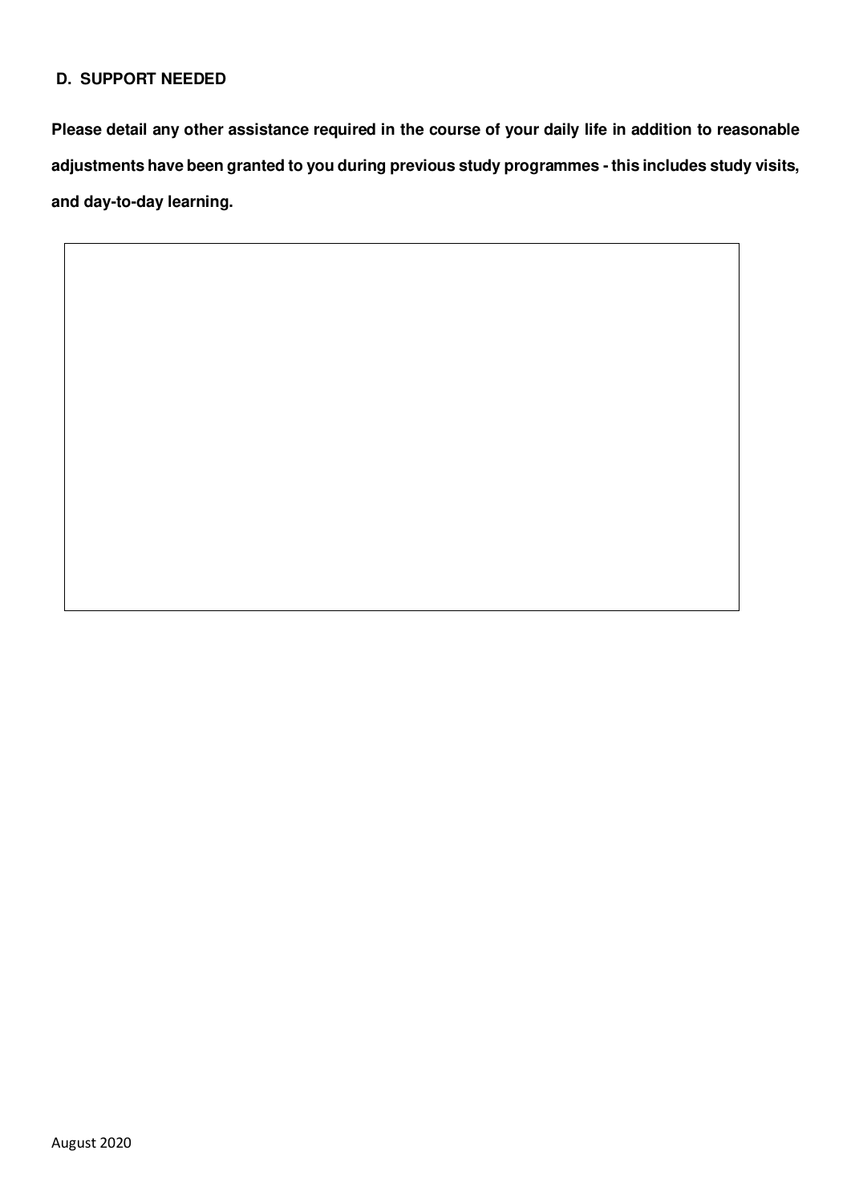## D. SUPPORT NEEDED

**Please detail any other assistance required in the course of your daily life in addition to reasonable adjustments have been granted to you during previous study programmes - this includes study visits, and day-to-day learning.**

| |
|---|
| |

August 2020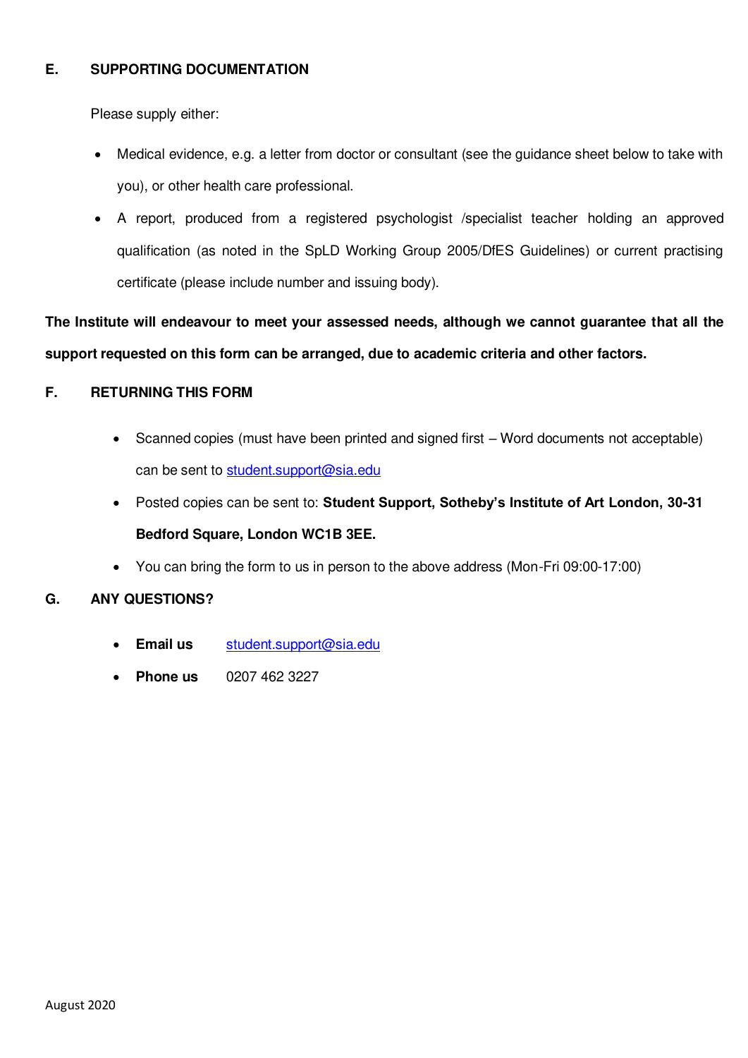## E. SUPPORTING DOCUMENTATION

Please supply either:

- Medical evidence, e.g. a letter from doctor or consultant (see the guidance sheet below to take with you), or other health care professional.
- A report, produced from a registered psychologist /specialist teacher holding an approved qualification (as noted in the SpLD Working Group 2005/DfES Guidelines) or current practising certificate (please include number and issuing body).

**The Institute will endeavour to meet your assessed needs, although we cannot guarantee that all the support requested on this form can be arranged, due to academic criteria and other factors.**

## F. RETURNING THIS FORM

- Scanned copies (must have been printed and signed first – Word documents not acceptable) can be sent to student.support@sia.edu
- Posted copies can be sent to: **Student Support, Sotheby's Institute of Art London, 30-31 Bedford Square, London WC1B 3EE.**
- You can bring the form to us in person to the above address (Mon-Fri 09:00-17:00)

## G. ANY QUESTIONS?

- **Email us** student.support@sia.edu
- **Phone us** 0207 462 3227

August 2020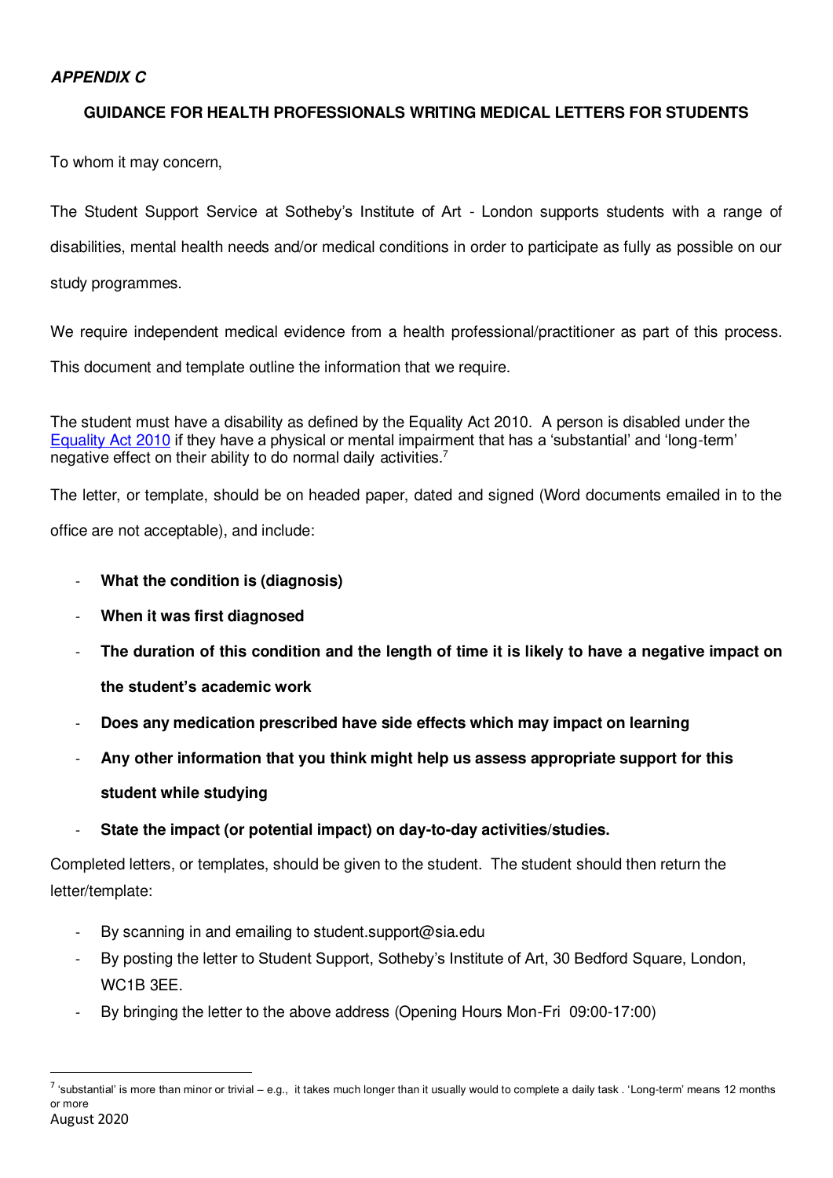***APPENDIX C***

**GUIDANCE FOR HEALTH PROFESSIONALS WRITING MEDICAL LETTERS FOR STUDENTS**

To whom it may concern,

The Student Support Service at Sotheby's Institute of Art - London supports students with a range of disabilities, mental health needs and/or medical conditions in order to participate as fully as possible on our study programmes.

We require independent medical evidence from a health professional/practitioner as part of this process. This document and template outline the information that we require.

The student must have a disability as defined by the Equality Act 2010. A person is disabled under the Equality Act 2010 if they have a physical or mental impairment that has a 'substantial' and 'long-term' negative effect on their ability to do normal daily activities.[7]

The letter, or template, should be on headed paper, dated and signed (Word documents emailed in to the office are not acceptable), and include:

- **What the condition is (diagnosis)**
- **When it was first diagnosed**
- **The duration of this condition and the length of time it is likely to have a negative impact on the student's academic work**
- **Does any medication prescribed have side effects which may impact on learning**
- **Any other information that you think might help us assess appropriate support for this student while studying**
- **State the impact (or potential impact) on day-to-day activities/studies.**

Completed letters, or templates, should be given to the student. The student should then return the letter/template:

- By scanning in and emailing to student.support@sia.edu
- By posting the letter to Student Support, Sotheby's Institute of Art, 30 Bedford Square, London, WC1B 3EE.
- By bringing the letter to the above address (Opening Hours Mon-Fri 09:00-17:00)

[7] 'substantial' is more than minor or trivial – e.g., it takes much longer than it usually would to complete a daily task . 'Long-term' means 12 months or more

August 2020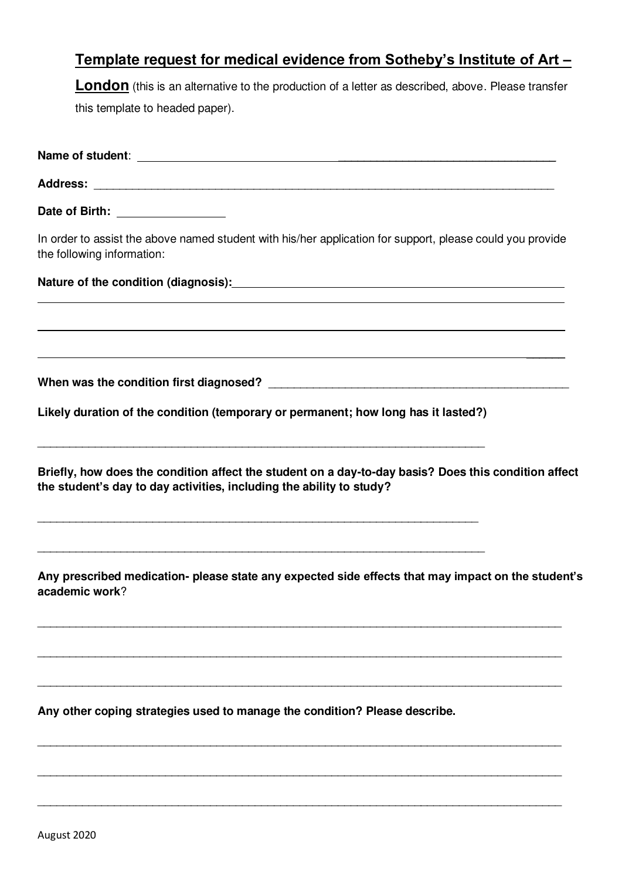## Template request for medical evidence from Sotheby's Institute of Art – London (this is an alternative to the production of a letter as described, above. Please transfer this template to headed paper).

**Name of student**: ___________________________________________________________

**Address:** ______________________________________________________________________________

**Date of Birth:** _______________

In order to assist the above named student with his/her application for support, please could you provide the following information:

**Nature of the condition (diagnosis):** ________________________________________________

______________________________________________________________________________________

______________________________________________________________________________________

______________________________________________________________________________________

**When was the condition first diagnosed?** ________________________________________________

**Likely duration of the condition (temporary or permanent; how long has it lasted?)**

___________________________________________________________________________

**Briefly, how does the condition affect the student on a day-to-day basis? Does this condition affect the student's day to day activities, including the ability to study?**

___________________________________________________________________________

___________________________________________________________________________

**Any prescribed medication- please state any expected side effects that may impact on the student's academic work**?

______________________________________________________________________________________

______________________________________________________________________________________

______________________________________________________________________________________

**Any other coping strategies used to manage the condition? Please describe.**

______________________________________________________________________________________

______________________________________________________________________________________

______________________________________________________________________________________

August 2020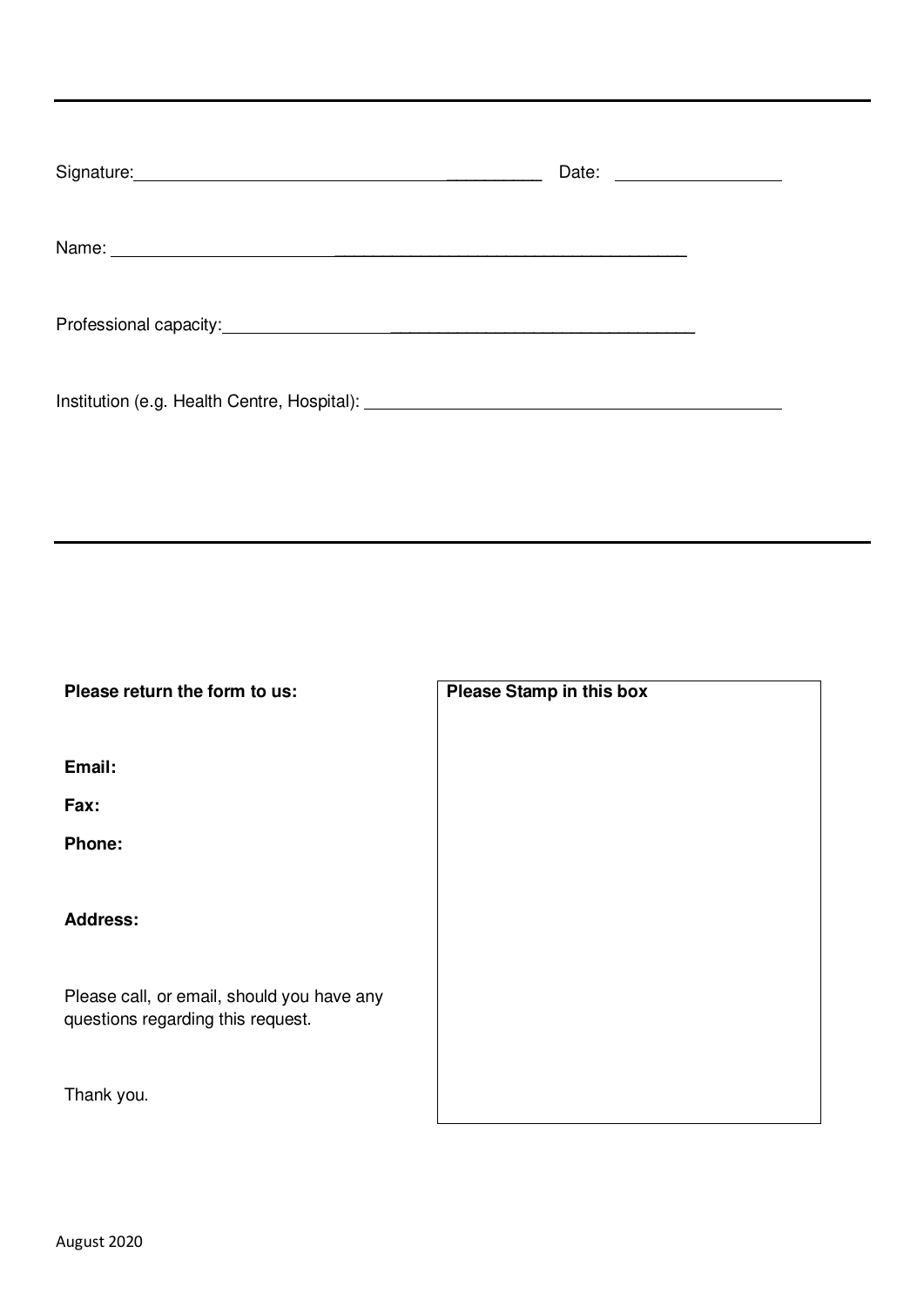---

Signature: ______________________________________________ Date: ____________________

Name: __________________________________________________________________

Professional capacity: ___________________________________________________

Institution (e.g. Health Centre, Hospital): ______________________________________________

---

| | |
|---|---|
| **Please return the form to us:**<br><br>**Email:**<br>**Fax:**<br>**Phone:**<br><br>**Address:**<br><br>Please call, or email, should you have any questions regarding this request.<br><br>Thank you. | **Please Stamp in this box** |

August 2020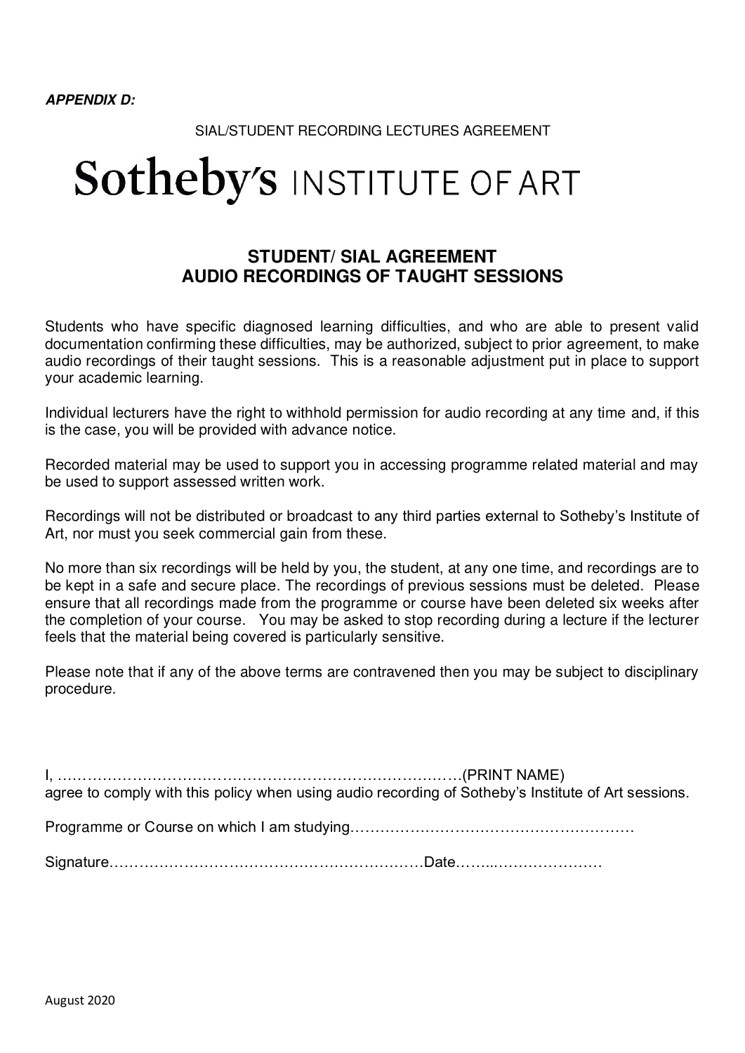***APPENDIX D:***

SIAL/STUDENT RECORDING LECTURES AGREEMENT

# Sotheby's INSTITUTE OF ART

## STUDENT/ SIAL AGREEMENT AUDIO RECORDINGS OF TAUGHT SESSIONS

Students who have specific diagnosed learning difficulties, and who are able to present valid documentation confirming these difficulties, may be authorized, subject to prior agreement, to make audio recordings of their taught sessions. This is a reasonable adjustment put in place to support your academic learning.

Individual lecturers have the right to withhold permission for audio recording at any time and, if this is the case, you will be provided with advance notice.

Recorded material may be used to support you in accessing programme related material and may be used to support assessed written work.

Recordings will not be distributed or broadcast to any third parties external to Sotheby's Institute of Art, nor must you seek commercial gain from these.

No more than six recordings will be held by you, the student, at any one time, and recordings are to be kept in a safe and secure place. The recordings of previous sessions must be deleted. Please ensure that all recordings made from the programme or course have been deleted six weeks after the completion of your course. You may be asked to stop recording during a lecture if the lecturer feels that the material being covered is particularly sensitive.

Please note that if any of the above terms are contravened then you may be subject to disciplinary procedure.

I, ………………………………………………………………………(PRINT NAME) agree to comply with this policy when using audio recording of Sotheby's Institute of Art sessions.

Programme or Course on which I am studying………………………………………………….

Signature………………………………………………………Date……..…………………

August 2020